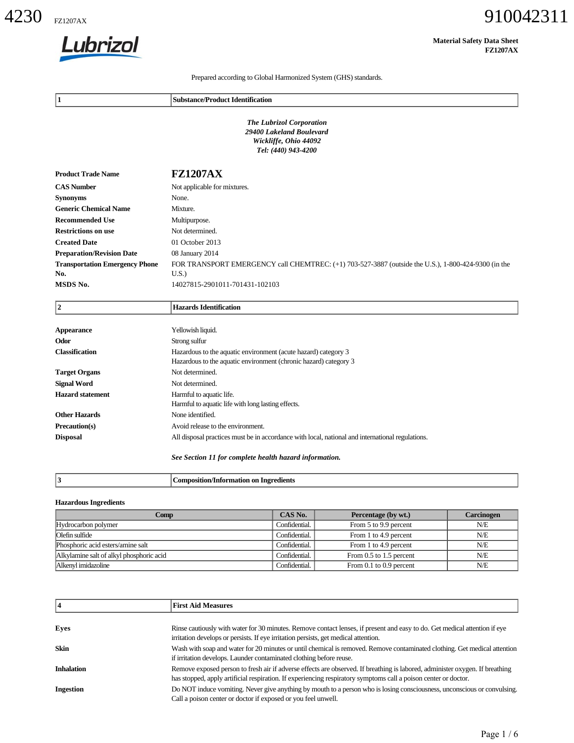Material Safety Data Sheet
FZ1207AX

Prepared according to Global Harmonized System (GHS) standards.

## 1 Substance/Product Identification

***The Lubrizol Corporation***
***29400 Lakeland Boulevard***
***Wickliffe, Ohio 44092***
***Tel: (440) 943-4200***

| | |
|---|---|
| **Product Trade Name** | **FZ1207AX** |
| **CAS Number** | Not applicable for mixtures. |
| **Synonyms** | None. |
| **Generic Chemical Name** | Mixture. |
| **Recommended Use** | Multipurpose. |
| **Restrictions on use** | Not determined. |
| **Created Date** | 01 October 2013 |
| **Preparation/Revision Date** | 08 January 2014 |
| **Transportation Emergency Phone No.** | FOR TRANSPORT EMERGENCY call CHEMTREC: (+1) 703-527-3887 (outside the U.S.), 1-800-424-9300 (in the U.S.) |
| **MSDS No.** | 14027815-2901011-701431-102103 |

## 2 Hazards Identification

| | |
|---|---|
| **Appearance** | Yellowish liquid. |
| **Odor** | Strong sulfur |
| **Classification** | Hazardous to the aquatic environment (acute hazard) category 3<br>Hazardous to the aquatic environment (chronic hazard) category 3 |
| **Target Organs** | Not determined. |
| **Signal Word** | Not determined. |
| **Hazard statement** | Harmful to aquatic life.<br>Harmful to aquatic life with long lasting effects. |
| **Other Hazards** | None identified. |
| **Precaution(s)** | Avoid release to the environment. |
| **Disposal** | All disposal practices must be in accordance with local, national and international regulations. |

***See Section 11 for complete health hazard information.***

## 3 Composition/Information on Ingredients

**Hazardous Ingredients**

| Comp | CAS No. | Percentage (by wt.) | Carcinogen |
|---|---|---|---|
| Hydrocarbon polymer | Confidential. | From 5 to 9.9 percent | N/E |
| Olefin sulfide | Confidential. | From 1 to 4.9 percent | N/E |
| Phosphoric acid esters/amine salt | Confidential. | From 1 to 4.9 percent | N/E |
| Alkylamine salt of alkyl phosphoric acid | Confidential. | From 0.5 to 1.5 percent | N/E |
| Alkenyl imidazoline | Confidential. | From 0.1 to 0.9 percent | N/E |

## 4 First Aid Measures

| | |
|---|---|
| **Eyes** | Rinse cautiously with water for 30 minutes. Remove contact lenses, if present and easy to do. Get medical attention if eye irritation develops or persists. If eye irritation persists, get medical attention. |
| **Skin** | Wash with soap and water for 20 minutes or until chemical is removed. Remove contaminated clothing. Get medical attention if irritation develops. Launder contaminated clothing before reuse. |
| **Inhalation** | Remove exposed person to fresh air if adverse effects are observed. If breathing is labored, administer oxygen. If breathing has stopped, apply artificial respiration. If experiencing respiratory symptoms call a poison center or doctor. |
| **Ingestion** | Do NOT induce vomiting. Never give anything by mouth to a person who is losing consciousness, unconscious or convulsing. Call a poison center or doctor if exposed or you feel unwell. |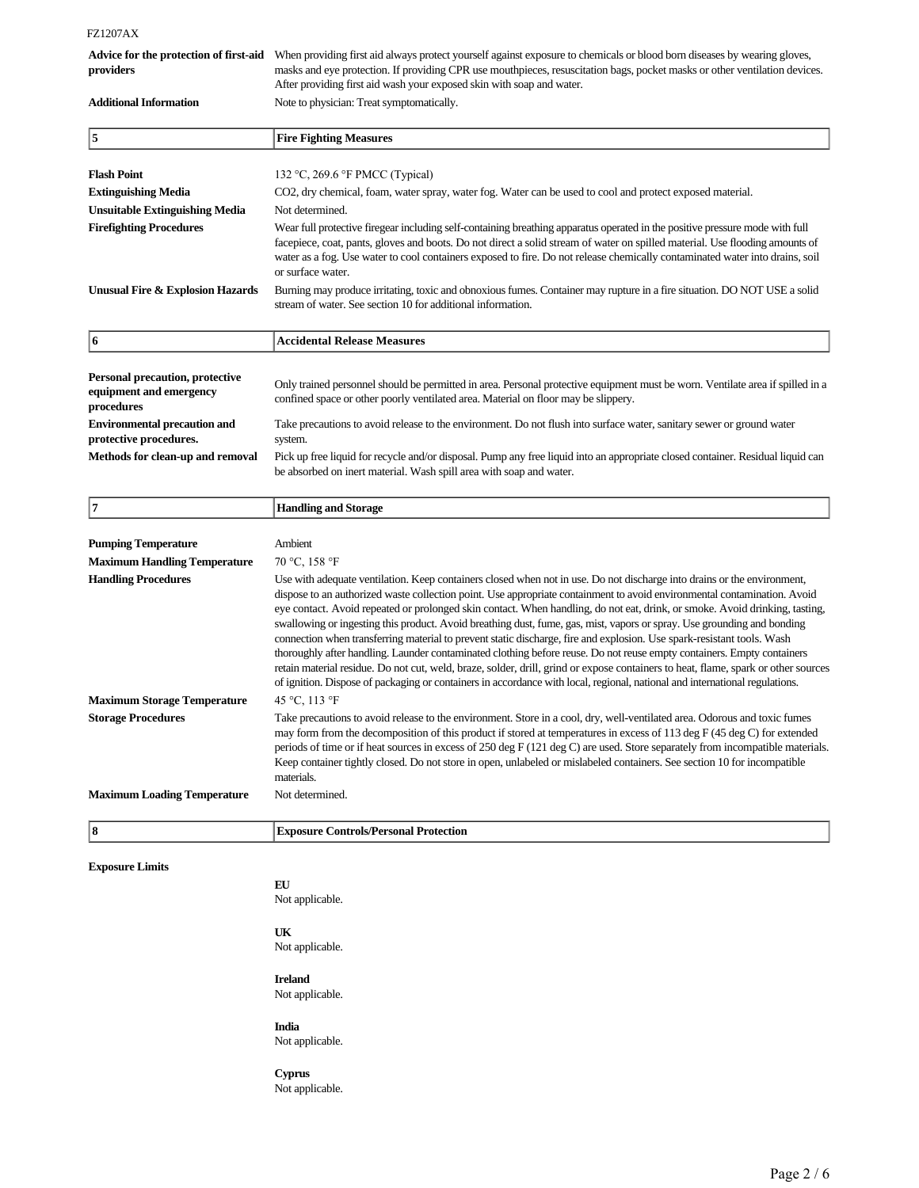| | |
|---|---|
| **Advice for the protection of first-aid providers** | When providing first aid always protect yourself against exposure to chemicals or blood born diseases by wearing gloves, masks and eye protection. If providing CPR use mouthpieces, resuscitation bags, pocket masks or other ventilation devices. After providing first aid wash your exposed skin with soap and water. |
| **Additional Information** | Note to physician: Treat symptomatically. |

## 5 Fire Fighting Measures

| | |
|---|---|
| **Flash Point** | 132 °C, 269.6 °F PMCC (Typical) |
| **Extinguishing Media** | $CO_2$, dry chemical, foam, water spray, water fog. Water can be used to cool and protect exposed material. |
| **Unsuitable Extinguishing Media** | Not determined. |
| **Firefighting Procedures** | Wear full protective firegear including self-containing breathing apparatus operated in the positive pressure mode with full facepiece, coat, pants, gloves and boots. Do not direct a solid stream of water on spilled material. Use flooding amounts of water as a fog. Use water to cool containers exposed to fire. Do not release chemically contaminated water into drains, soil or surface water. |
| **Unusual Fire & Explosion Hazards** | Burning may produce irritating, toxic and obnoxious fumes. Container may rupture in a fire situation. DO NOT USE a solid stream of water. See section 10 for additional information. |

## 6 Accidental Release Measures

| | |
|---|---|
| **Personal precaution, protective equipment and emergency procedures** | Only trained personnel should be permitted in area. Personal protective equipment must be worn. Ventilate area if spilled in a confined space or other poorly ventilated area. Material on floor may be slippery. |
| **Environmental precaution and protective procedures.** | Take precautions to avoid release to the environment. Do not flush into surface water, sanitary sewer or ground water system. |
| **Methods for clean-up and removal** | Pick up free liquid for recycle and/or disposal. Pump any free liquid into an appropriate closed container. Residual liquid can be absorbed on inert material. Wash spill area with soap and water. |

## 7 Handling and Storage

| | |
|---|---|
| **Pumping Temperature** | Ambient |
| **Maximum Handling Temperature** | 70 °C, 158 °F |
| **Handling Procedures** | Use with adequate ventilation. Keep containers closed when not in use. Do not discharge into drains or the environment, dispose to an authorized waste collection point. Use appropriate containment to avoid environmental contamination. Avoid eye contact. Avoid repeated or prolonged skin contact. When handling, do not eat, drink, or smoke. Avoid drinking, tasting, swallowing or ingesting this product. Avoid breathing dust, fume, gas, mist, vapors or spray. Use grounding and bonding connection when transferring material to prevent static discharge, fire and explosion. Use spark-resistant tools. Wash thoroughly after handling. Launder contaminated clothing before reuse. Do not reuse empty containers. Empty containers retain material residue. Do not cut, weld, braze, solder, drill, grind or expose containers to heat, flame, spark or other sources of ignition. Dispose of packaging or containers in accordance with local, regional, national and international regulations. |
| **Maximum Storage Temperature** | 45 °C, 113 °F |
| **Storage Procedures** | Take precautions to avoid release to the environment. Store in a cool, dry, well-ventilated area. Odorous and toxic fumes may form from the decomposition of this product if stored at temperatures in excess of 113 deg F (45 deg C) for extended periods of time or if heat sources in excess of 250 deg F (121 deg C) are used. Store separately from incompatible materials. Keep container tightly closed. Do not store in open, unlabeled or mislabeled containers. See section 10 for incompatible materials. |
| **Maximum Loading Temperature** | Not determined. |

## 8 Exposure Controls/Personal Protection

**Exposure Limits**

**EU**
Not applicable.

**UK**
Not applicable.

**Ireland**
Not applicable.

**India**
Not applicable.

**Cyprus**
Not applicable.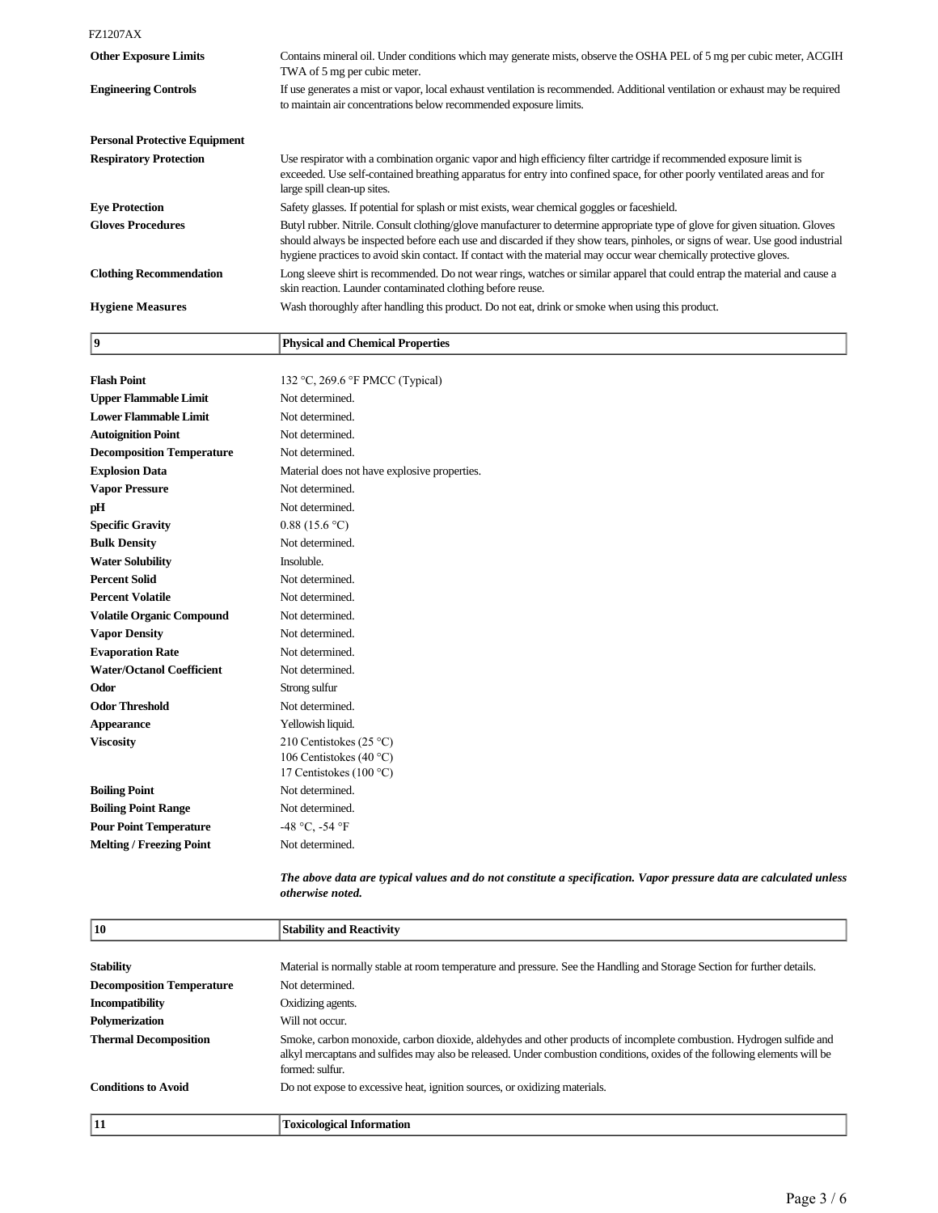| | |
|---|---|
| **Other Exposure Limits** | Contains mineral oil. Under conditions which may generate mists, observe the OSHA PEL of 5 mg per cubic meter, ACGIH TWA of 5 mg per cubic meter. |
| **Engineering Controls** | If use generates a mist or vapor, local exhaust ventilation is recommended. Additional ventilation or exhaust may be required to maintain air concentrations below recommended exposure limits. |

**Personal Protective Equipment**

| | |
|---|---|
| **Respiratory Protection** | Use respirator with a combination organic vapor and high efficiency filter cartridge if recommended exposure limit is exceeded. Use self-contained breathing apparatus for entry into confined space, for other poorly ventilated areas and for large spill clean-up sites. |
| **Eye Protection** | Safety glasses. If potential for splash or mist exists, wear chemical goggles or faceshield. |
| **Gloves Procedures** | Butyl rubber. Nitrile. Consult clothing/glove manufacturer to determine appropriate type of glove for given situation. Gloves should always be inspected before each use and discarded if they show tears, pinholes, or signs of wear. Use good industrial hygiene practices to avoid skin contact. If contact with the material may occur wear chemically protective gloves. |
| **Clothing Recommendation** | Long sleeve shirt is recommended. Do not wear rings, watches or similar apparel that could entrap the material and cause a skin reaction. Launder contaminated clothing before reuse. |
| **Hygiene Measures** | Wash thoroughly after handling this product. Do not eat, drink or smoke when using this product. |

## 9 Physical and Chemical Properties

| | |
|---|---|
| **Flash Point** | 132 °C, 269.6 °F PMCC (Typical) |
| **Upper Flammable Limit** | Not determined. |
| **Lower Flammable Limit** | Not determined. |
| **Autoignition Point** | Not determined. |
| **Decomposition Temperature** | Not determined. |
| **Explosion Data** | Material does not have explosive properties. |
| **Vapor Pressure** | Not determined. |
| **pH** | Not determined. |
| **Specific Gravity** | 0.88 (15.6 °C) |
| **Bulk Density** | Not determined. |
| **Water Solubility** | Insoluble. |
| **Percent Solid** | Not determined. |
| **Percent Volatile** | Not determined. |
| **Volatile Organic Compound** | Not determined. |
| **Vapor Density** | Not determined. |
| **Evaporation Rate** | Not determined. |
| **Water/Octanol Coefficient** | Not determined. |
| **Odor** | Strong sulfur |
| **Odor Threshold** | Not determined. |
| **Appearance** | Yellowish liquid. |
| **Viscosity** | 210 Centistokes (25 °C)<br>106 Centistokes (40 °C)<br>17 Centistokes (100 °C) |
| **Boiling Point** | Not determined. |
| **Boiling Point Range** | Not determined. |
| **Pour Point Temperature** | -48 °C, -54 °F |
| **Melting / Freezing Point** | Not determined. |

***The above data are typical values and do not constitute a specification. Vapor pressure data are calculated unless otherwise noted.***

## 10 Stability and Reactivity

| | |
|---|---|
| **Stability** | Material is normally stable at room temperature and pressure. See the Handling and Storage Section for further details. |
| **Decomposition Temperature** | Not determined. |
| **Incompatibility** | Oxidizing agents. |
| **Polymerization** | Will not occur. |
| **Thermal Decomposition** | Smoke, carbon monoxide, carbon dioxide, aldehydes and other products of incomplete combustion. Hydrogen sulfide and alkyl mercaptans and sulfides may also be released. Under combustion conditions, oxides of the following elements will be formed: sulfur. |
| **Conditions to Avoid** | Do not expose to excessive heat, ignition sources, or oxidizing materials. |

## 11 Toxicological Information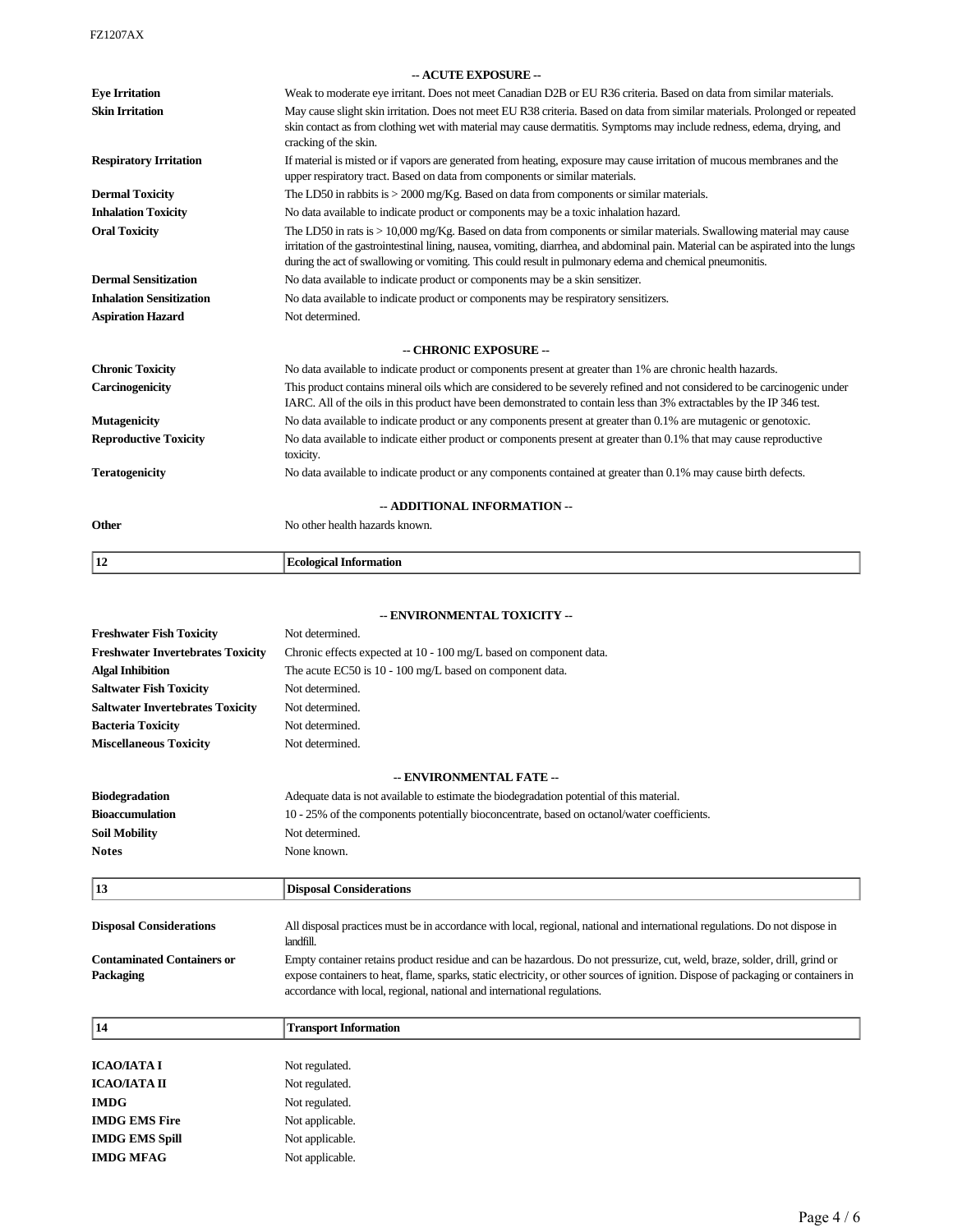### -- ACUTE EXPOSURE --

| | |
|---|---|
| **Eye Irritation** | Weak to moderate eye irritant. Does not meet Canadian D2B or EU R36 criteria. Based on data from similar materials. |
| **Skin Irritation** | May cause slight skin irritation. Does not meet EU R38 criteria. Based on data from similar materials. Prolonged or repeated skin contact as from clothing wet with material may cause dermatitis. Symptoms may include redness, edema, drying, and cracking of the skin. |
| **Respiratory Irritation** | If material is misted or if vapors are generated from heating, exposure may cause irritation of mucous membranes and the upper respiratory tract. Based on data from components or similar materials. |
| **Dermal Toxicity** | The LD50 in rabbits is > 2000 mg/Kg. Based on data from components or similar materials. |
| **Inhalation Toxicity** | No data available to indicate product or components may be a toxic inhalation hazard. |
| **Oral Toxicity** | The LD50 in rats is > 10,000 mg/Kg. Based on data from components or similar materials. Swallowing material may cause irritation of the gastrointestinal lining, nausea, vomiting, diarrhea, and abdominal pain. Material can be aspirated into the lungs during the act of swallowing or vomiting. This could result in pulmonary edema and chemical pneumonitis. |
| **Dermal Sensitization** | No data available to indicate product or components may be a skin sensitizer. |
| **Inhalation Sensitization** | No data available to indicate product or components may be respiratory sensitizers. |
| **Aspiration Hazard** | Not determined. |

### -- CHRONIC EXPOSURE --

| | |
|---|---|
| **Chronic Toxicity** | No data available to indicate product or components present at greater than 1% are chronic health hazards. |
| **Carcinogenicity** | This product contains mineral oils which are considered to be severely refined and not considered to be carcinogenic under IARC. All of the oils in this product have been demonstrated to contain less than 3% extractables by the IP 346 test. |
| **Mutagenicity** | No data available to indicate product or any components present at greater than 0.1% are mutagenic or genotoxic. |
| **Reproductive Toxicity** | No data available to indicate either product or components present at greater than 0.1% that may cause reproductive toxicity. |
| **Teratogenicity** | No data available to indicate product or any components contained at greater than 0.1% may cause birth defects. |

### -- ADDITIONAL INFORMATION --

| | |
|---|---|
| **Other** | No other health hazards known. |

## 12 Ecological Information

### -- ENVIRONMENTAL TOXICITY --

| | |
|---|---|
| **Freshwater Fish Toxicity** | Not determined. |
| **Freshwater Invertebrates Toxicity** | Chronic effects expected at 10 - 100 mg/L based on component data. |
| **Algal Inhibition** | The acute EC50 is 10 - 100 mg/L based on component data. |
| **Saltwater Fish Toxicity** | Not determined. |
| **Saltwater Invertebrates Toxicity** | Not determined. |
| **Bacteria Toxicity** | Not determined. |
| **Miscellaneous Toxicity** | Not determined. |

### -- ENVIRONMENTAL FATE --

| | |
|---|---|
| **Biodegradation** | Adequate data is not available to estimate the biodegradation potential of this material. |
| **Bioaccumulation** | 10 - 25% of the components potentially bioconcentrate, based on octanol/water coefficients. |
| **Soil Mobility** | Not determined. |
| **Notes** | None known. |

## 13 Disposal Considerations

| | |
|---|---|
| **Disposal Considerations** | All disposal practices must be in accordance with local, regional, national and international regulations. Do not dispose in landfill. |
| **Contaminated Containers or Packaging** | Empty container retains product residue and can be hazardous. Do not pressurize, cut, weld, braze, solder, drill, grind or expose containers to heat, flame, sparks, static electricity, or other sources of ignition. Dispose of packaging or containers in accordance with local, regional, national and international regulations. |

## 14 Transport Information

| | |
|---|---|
| **ICAO/IATA I** | Not regulated. |
| **ICAO/IATA II** | Not regulated. |
| **IMDG** | Not regulated. |
| **IMDG EMS Fire** | Not applicable. |
| **IMDG EMS Spill** | Not applicable. |
| **IMDG MFAG** | Not applicable. |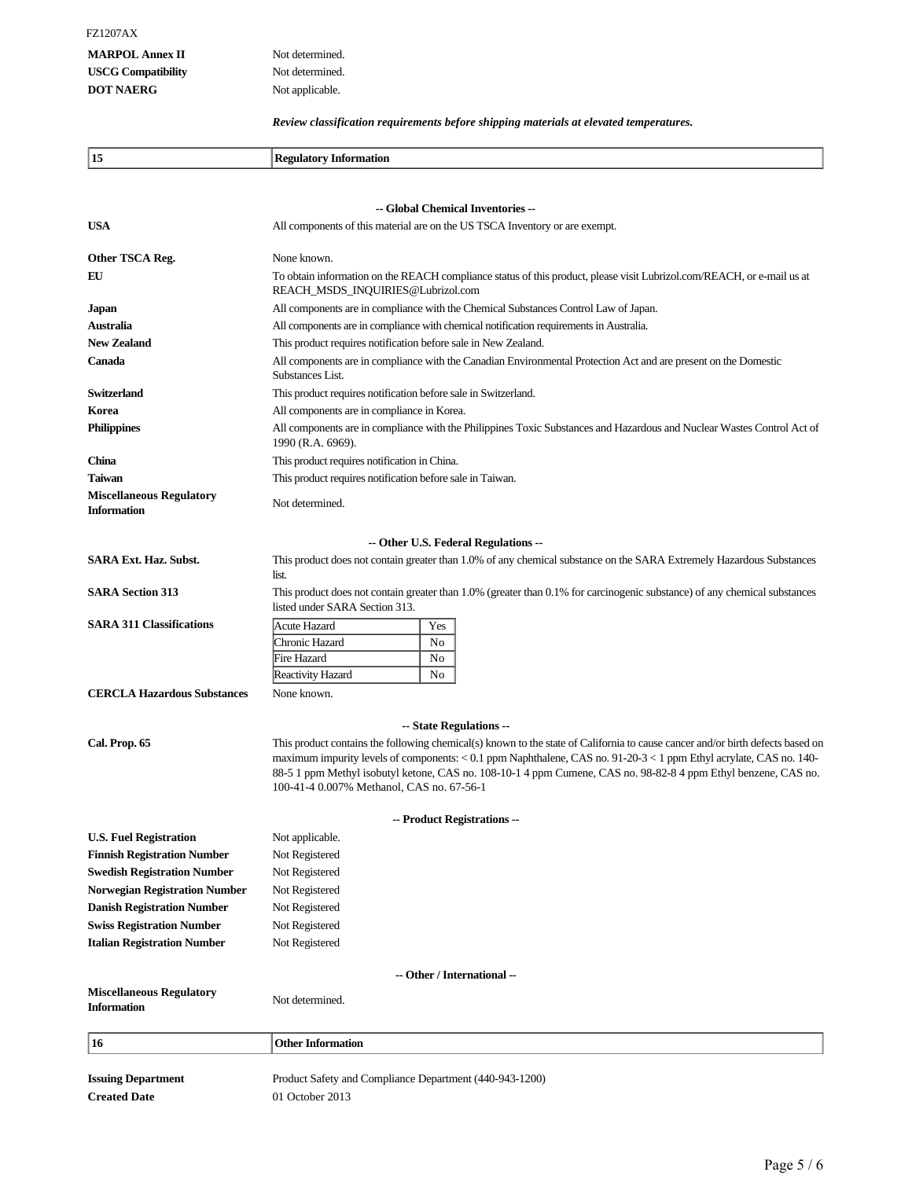| | |
|---|---|
| **MARPOL Annex II** | Not determined. |
| **USCG Compatibility** | Not determined. |
| **DOT NAERG** | Not applicable. |

***Review classification requirements before shipping materials at elevated temperatures.***

## 15 Regulatory Information

### -- Global Chemical Inventories --

| | |
|---|---|
| **USA** | All components of this material are on the US TSCA Inventory or are exempt. |
| **Other TSCA Reg.** | None known. |
| **EU** | To obtain information on the REACH compliance status of this product, please visit Lubrizol.com/REACH, or e-mail us at REACH_MSDS_INQUIRIES@Lubrizol.com |
| **Japan** | All components are in compliance with the Chemical Substances Control Law of Japan. |
| **Australia** | All components are in compliance with chemical notification requirements in Australia. |
| **New Zealand** | This product requires notification before sale in New Zealand. |
| **Canada** | All components are in compliance with the Canadian Environmental Protection Act and are present on the Domestic Substances List. |
| **Switzerland** | This product requires notification before sale in Switzerland. |
| **Korea** | All components are in compliance in Korea. |
| **Philippines** | All components are in compliance with the Philippines Toxic Substances and Hazardous and Nuclear Wastes Control Act of 1990 (R.A. 6969). |
| **China** | This product requires notification in China. |
| **Taiwan** | This product requires notification before sale in Taiwan. |
| **Miscellaneous Regulatory Information** | Not determined. |

### -- Other U.S. Federal Regulations --

| | |
|---|---|
| **SARA Ext. Haz. Subst.** | This product does not contain greater than 1.0% of any chemical substance on the SARA Extremely Hazardous Substances list. |
| **SARA Section 313** | This product does not contain greater than 1.0% (greater than 0.1% for carcinogenic substance) of any chemical substances listed under SARA Section 313. |

**SARA 311 Classifications**

| | |
|---|---|
| Acute Hazard | Yes |
| Chronic Hazard | No |
| Fire Hazard | No |
| Reactivity Hazard | No |

**CERCLA Hazardous Substances** None known.

### -- State Regulations --

**Cal. Prop. 65** This product contains the following chemical(s) known to the state of California to cause cancer and/or birth defects based on maximum impurity levels of components: < 0.1 ppm Naphthalene, CAS no. 91-20-3 < 1 ppm Ethyl acrylate, CAS no. 140-88-5 1 ppm Methyl isobutyl ketone, CAS no. 108-10-1 4 ppm Cumene, CAS no. 98-82-8 4 ppm Ethyl benzene, CAS no. 100-41-4 0.007% Methanol, CAS no. 67-56-1

### -- Product Registrations --

| | |
|---|---|
| **U.S. Fuel Registration** | Not applicable. |
| **Finnish Registration Number** | Not Registered |
| **Swedish Registration Number** | Not Registered |
| **Norwegian Registration Number** | Not Registered |
| **Danish Registration Number** | Not Registered |
| **Swiss Registration Number** | Not Registered |
| **Italian Registration Number** | Not Registered |

### -- Other / International --

**Miscellaneous Regulatory Information** Not determined.

## 16 Other Information

| | |
|---|---|
| **Issuing Department** | Product Safety and Compliance Department (440-943-1200) |
| **Created Date** | 01 October 2013 |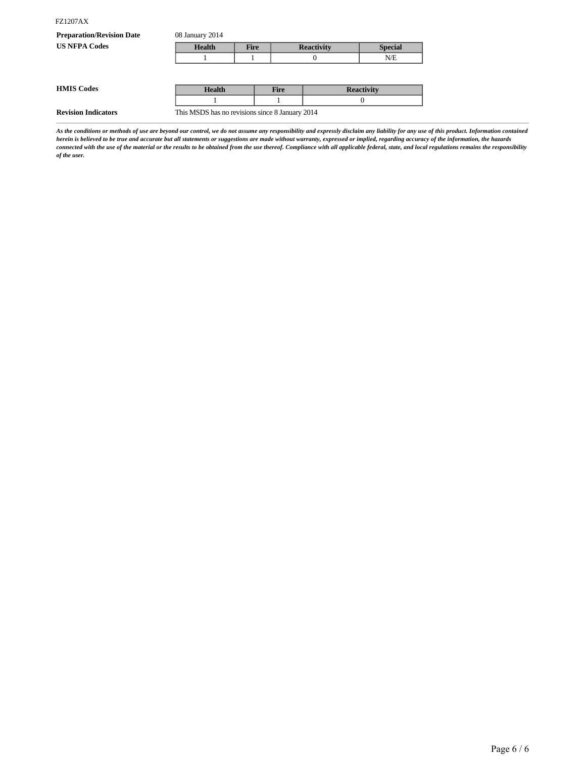**Preparation/Revision Date** 08 January 2014

**US NFPA Codes**

| Health | Fire | Reactivity | Special |
|---|---|---|---|
| 1 | 1 | 0 | N/E |

**HMIS Codes**

| Health | Fire | Reactivity |
|---|---|---|
| 1 | 1 | 0 |

**Revision Indicators** This MSDS has no revisions since 8 January 2014

***As the conditions or methods of use are beyond our control, we do not assume any responsibility and expressly disclaim any liability for any use of this product. Information contained herein is believed to be true and accurate but all statements or suggestions are made without warranty, expressed or implied, regarding accuracy of the information, the hazards connected with the use of the material or the results to be obtained from the use thereof. Compliance with all applicable federal, state, and local regulations remains the responsibility of the user.***